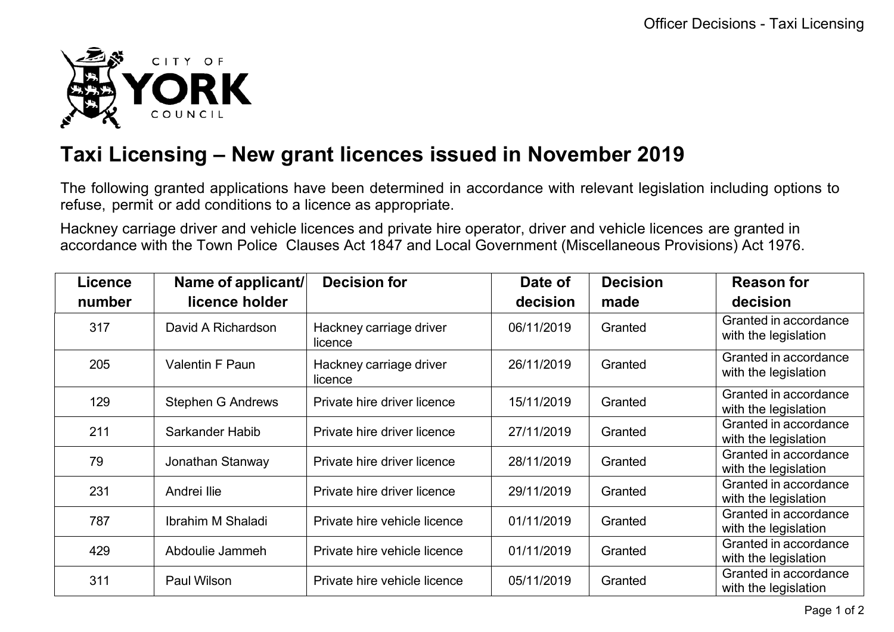# Taxi Licensing – New grant licences issued in November 2019

The following granted applications have been determined in accordance with relevant legislation including options to refuse, permit or add conditions to a licence as appropriate.

Hackney carriage driver and vehicle licences and private hire operator, driver and vehicle licences are granted in accordance with the Town Police Clauses Act 1847 and Local Government (Miscellaneous Provisions) Act 1976.

| Licence number | Name of applicant/ licence holder | Decision for | Date of decision | Decision made | Reason for decision |
|---|---|---|---|---|---|
| 317 | David A Richardson | Hackney carriage driver licence | 06/11/2019 | Granted | Granted in accordance with the legislation |
| 205 | Valentin F Paun | Hackney carriage driver licence | 26/11/2019 | Granted | Granted in accordance with the legislation |
| 129 | Stephen G Andrews | Private hire driver licence | 15/11/2019 | Granted | Granted in accordance with the legislation |
| 211 | Sarkander Habib | Private hire driver licence | 27/11/2019 | Granted | Granted in accordance with the legislation |
| 79 | Jonathan Stanway | Private hire driver licence | 28/11/2019 | Granted | Granted in accordance with the legislation |
| 231 | Andrei Ilie | Private hire driver licence | 29/11/2019 | Granted | Granted in accordance with the legislation |
| 787 | Ibrahim M Shaladi | Private hire vehicle licence | 01/11/2019 | Granted | Granted in accordance with the legislation |
| 429 | Abdoulie Jammeh | Private hire vehicle licence | 01/11/2019 | Granted | Granted in accordance with the legislation |
| 311 | Paul Wilson | Private hire vehicle licence | 05/11/2019 | Granted | Granted in accordance with the legislation |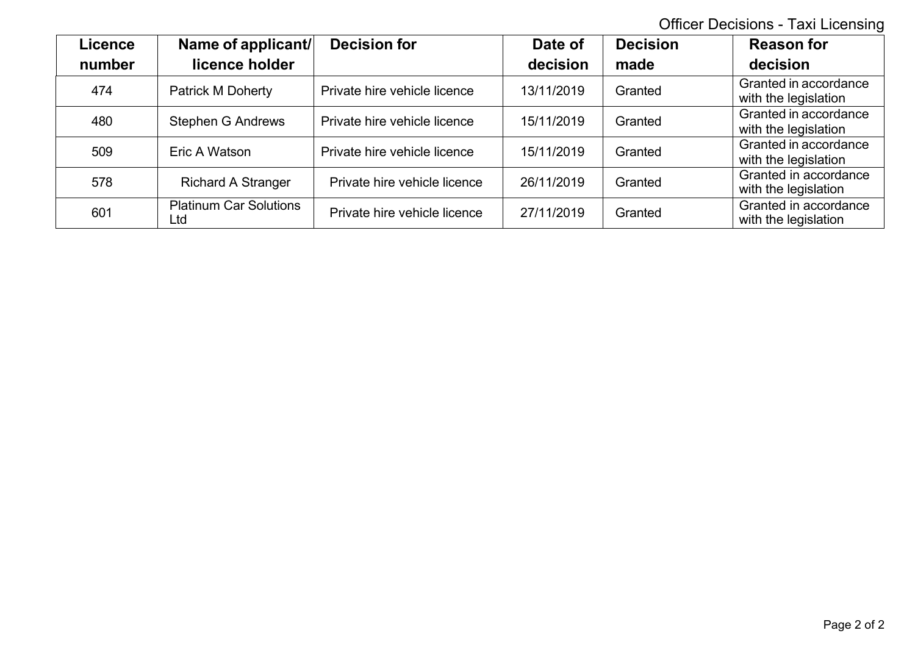| Licence number | Name of applicant/ licence holder | Decision for | Date of decision | Decision made | Reason for decision |
|---|---|---|---|---|---|
| 474 | Patrick M Doherty | Private hire vehicle licence | 13/11/2019 | Granted | Granted in accordance with the legislation |
| 480 | Stephen G Andrews | Private hire vehicle licence | 15/11/2019 | Granted | Granted in accordance with the legislation |
| 509 | Eric A Watson | Private hire vehicle licence | 15/11/2019 | Granted | Granted in accordance with the legislation |
| 578 | Richard A Stranger | Private hire vehicle licence | 26/11/2019 | Granted | Granted in accordance with the legislation |
| 601 | Platinum Car Solutions Ltd | Private hire vehicle licence | 27/11/2019 | Granted | Granted in accordance with the legislation |